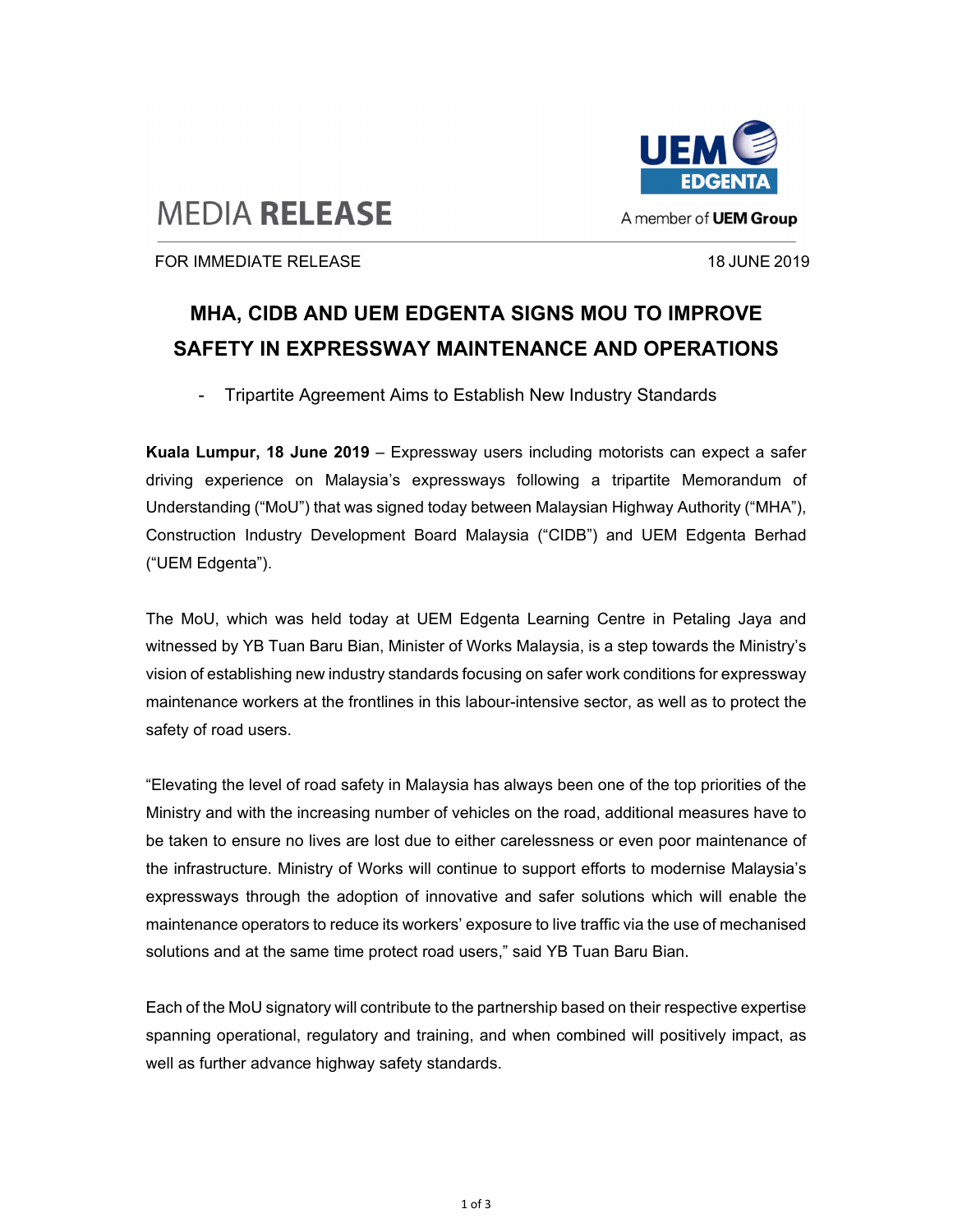MEDIA **RELEASE**

UEM EDGENTA
A member of **UEM Group**

FOR IMMEDIATE RELEASE 18 JUNE 2019

# MHA, CIDB AND UEM EDGENTA SIGNS MOU TO IMPROVE SAFETY IN EXPRESSWAY MAINTENANCE AND OPERATIONS

- Tripartite Agreement Aims to Establish New Industry Standards

**Kuala Lumpur, 18 June 2019** – Expressway users including motorists can expect a safer driving experience on Malaysia's expressways following a tripartite Memorandum of Understanding ("MoU") that was signed today between Malaysian Highway Authority ("MHA"), Construction Industry Development Board Malaysia ("CIDB") and UEM Edgenta Berhad ("UEM Edgenta").

The MoU, which was held today at UEM Edgenta Learning Centre in Petaling Jaya and witnessed by YB Tuan Baru Bian, Minister of Works Malaysia, is a step towards the Ministry's vision of establishing new industry standards focusing on safer work conditions for expressway maintenance workers at the frontlines in this labour-intensive sector, as well as to protect the safety of road users.

"Elevating the level of road safety in Malaysia has always been one of the top priorities of the Ministry and with the increasing number of vehicles on the road, additional measures have to be taken to ensure no lives are lost due to either carelessness or even poor maintenance of the infrastructure. Ministry of Works will continue to support efforts to modernise Malaysia's expressways through the adoption of innovative and safer solutions which will enable the maintenance operators to reduce its workers' exposure to live traffic via the use of mechanised solutions and at the same time protect road users," said YB Tuan Baru Bian.

Each of the MoU signatory will contribute to the partnership based on their respective expertise spanning operational, regulatory and training, and when combined will positively impact, as well as further advance highway safety standards.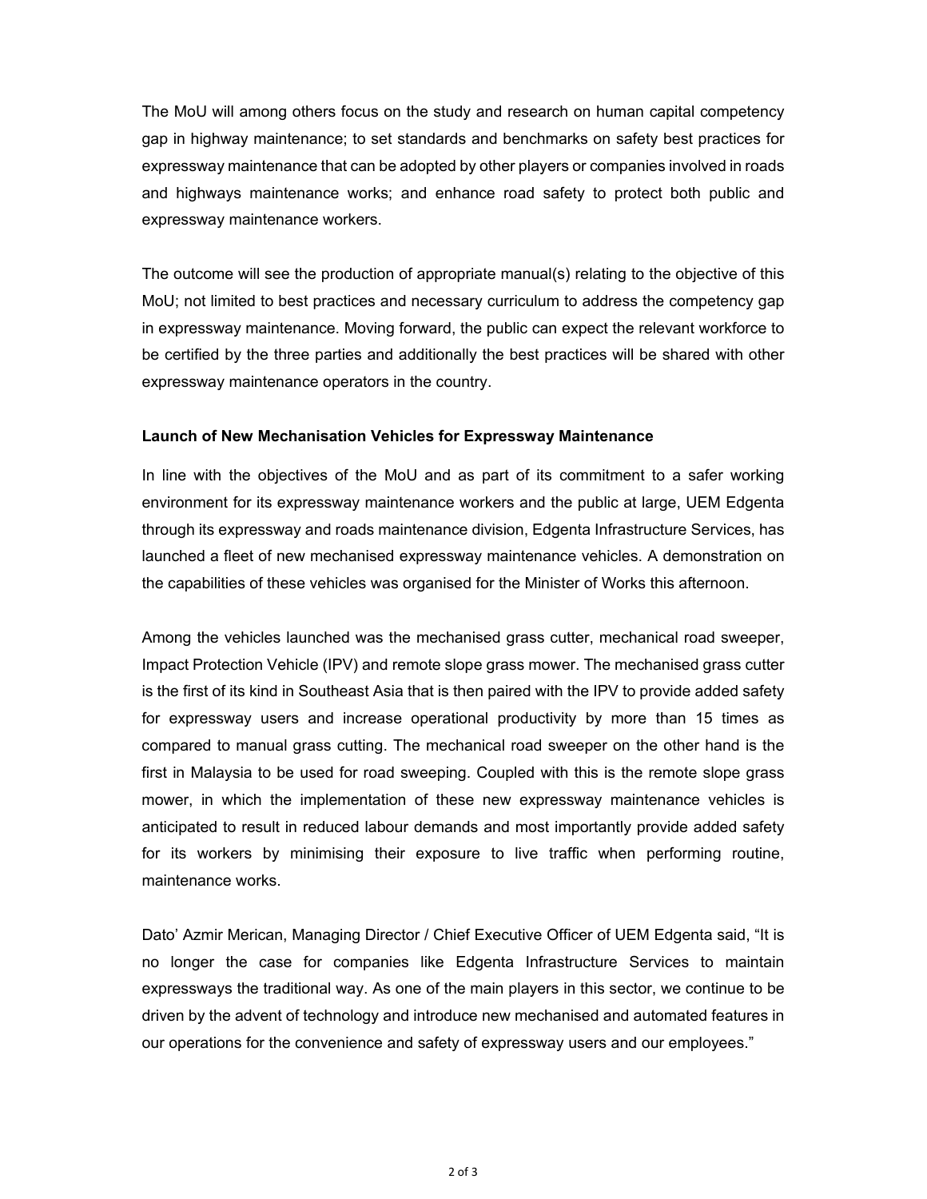The MoU will among others focus on the study and research on human capital competency gap in highway maintenance; to set standards and benchmarks on safety best practices for expressway maintenance that can be adopted by other players or companies involved in roads and highways maintenance works; and enhance road safety to protect both public and expressway maintenance workers.

The outcome will see the production of appropriate manual(s) relating to the objective of this MoU; not limited to best practices and necessary curriculum to address the competency gap in expressway maintenance. Moving forward, the public can expect the relevant workforce to be certified by the three parties and additionally the best practices will be shared with other expressway maintenance operators in the country.

**Launch of New Mechanisation Vehicles for Expressway Maintenance**

In line with the objectives of the MoU and as part of its commitment to a safer working environment for its expressway maintenance workers and the public at large, UEM Edgenta through its expressway and roads maintenance division, Edgenta Infrastructure Services, has launched a fleet of new mechanised expressway maintenance vehicles. A demonstration on the capabilities of these vehicles was organised for the Minister of Works this afternoon.

Among the vehicles launched was the mechanised grass cutter, mechanical road sweeper, Impact Protection Vehicle (IPV) and remote slope grass mower. The mechanised grass cutter is the first of its kind in Southeast Asia that is then paired with the IPV to provide added safety for expressway users and increase operational productivity by more than 15 times as compared to manual grass cutting. The mechanical road sweeper on the other hand is the first in Malaysia to be used for road sweeping. Coupled with this is the remote slope grass mower, in which the implementation of these new expressway maintenance vehicles is anticipated to result in reduced labour demands and most importantly provide added safety for its workers by minimising their exposure to live traffic when performing routine, maintenance works.

Dato' Azmir Merican, Managing Director / Chief Executive Officer of UEM Edgenta said, "It is no longer the case for companies like Edgenta Infrastructure Services to maintain expressways the traditional way. As one of the main players in this sector, we continue to be driven by the advent of technology and introduce new mechanised and automated features in our operations for the convenience and safety of expressway users and our employees."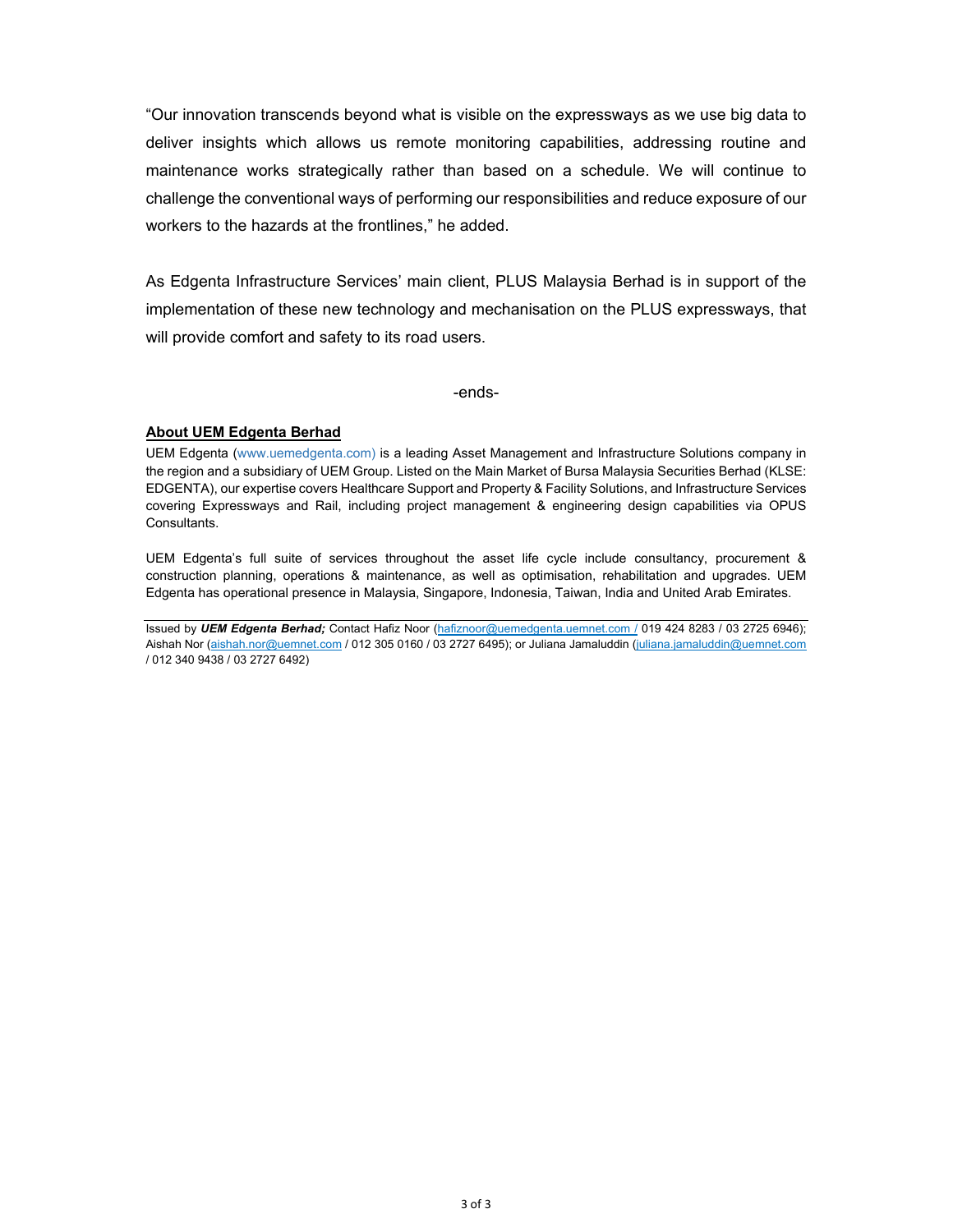"Our innovation transcends beyond what is visible on the expressways as we use big data to deliver insights which allows us remote monitoring capabilities, addressing routine and maintenance works strategically rather than based on a schedule. We will continue to challenge the conventional ways of performing our responsibilities and reduce exposure of our workers to the hazards at the frontlines," he added.

As Edgenta Infrastructure Services' main client, PLUS Malaysia Berhad is in support of the implementation of these new technology and mechanisation on the PLUS expressways, that will provide comfort and safety to its road users.

-ends-

**About UEM Edgenta Berhad**

UEM Edgenta (www.uemedgenta.com) is a leading Asset Management and Infrastructure Solutions company in the region and a subsidiary of UEM Group. Listed on the Main Market of Bursa Malaysia Securities Berhad (KLSE: EDGENTA), our expertise covers Healthcare Support and Property & Facility Solutions, and Infrastructure Services covering Expressways and Rail, including project management & engineering design capabilities via OPUS Consultants.

UEM Edgenta's full suite of services throughout the asset life cycle include consultancy, procurement & construction planning, operations & maintenance, as well as optimisation, rehabilitation and upgrades. UEM Edgenta has operational presence in Malaysia, Singapore, Indonesia, Taiwan, India and United Arab Emirates.

---

Issued by ***UEM Edgenta Berhad;*** Contact Hafiz Noor (hafiznoor@uemedgenta.uemnet.com / 019 424 8283 / 03 2725 6946); Aishah Nor (aishah.nor@uemnet.com / 012 305 0160 / 03 2727 6495); or Juliana Jamaluddin (juliana.jamaluddin@uemnet.com / 012 340 9438 / 03 2727 6492)